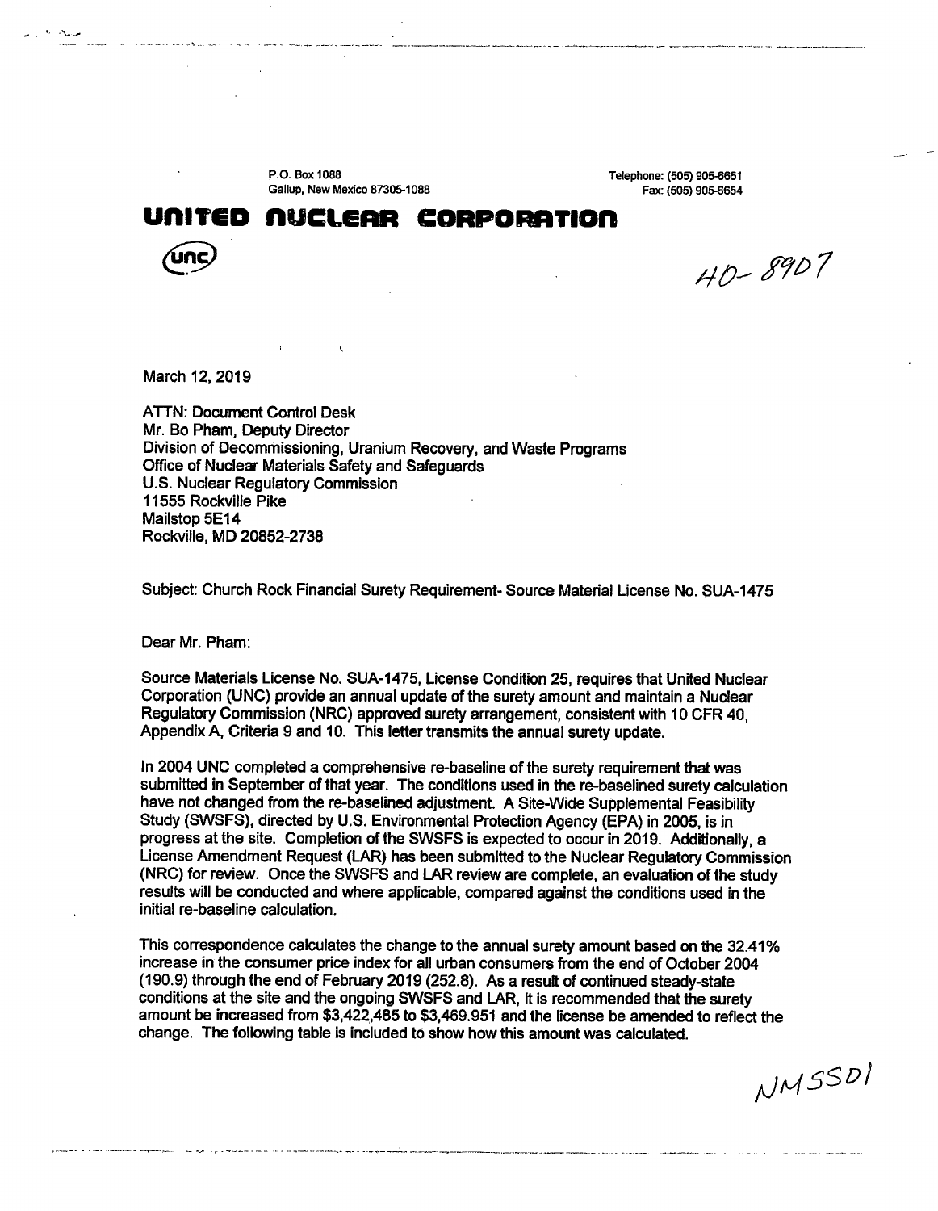P.O. Box 1088
Gallup, New Mexico 87305-1088

Telephone: (505) 905-6651
Fax: (505) 905-6654

# UNITED NUCLEAR CORPORATION

UNC

HD-8907

March 12, 2019

ATTN: Document Control Desk
Mr. Bo Pham, Deputy Director
Division of Decommissioning, Uranium Recovery, and Waste Programs
Office of Nuclear Materials Safety and Safeguards
U.S. Nuclear Regulatory Commission
11555 Rockville Pike
Mailstop 5E14
Rockville, MD 20852-2738

Subject: Church Rock Financial Surety Requirement- Source Material License No. SUA-1475

Dear Mr. Pham:

Source Materials License No. SUA-1475, License Condition 25, requires that United Nuclear Corporation (UNC) provide an annual update of the surety amount and maintain a Nuclear Regulatory Commission (NRC) approved surety arrangement, consistent with 10 CFR 40, Appendix A, Criteria 9 and 10. This letter transmits the annual surety update.

In 2004 UNC completed a comprehensive re-baseline of the surety requirement that was submitted in September of that year. The conditions used in the re-baselined surety calculation have not changed from the re-baselined adjustment. A Site-Wide Supplemental Feasibility Study (SWSFS), directed by U.S. Environmental Protection Agency (EPA) in 2005, is in progress at the site. Completion of the SWSFS is expected to occur in 2019. Additionally, a License Amendment Request (LAR) has been submitted to the Nuclear Regulatory Commission (NRC) for review. Once the SWSFS and LAR review are complete, an evaluation of the study results will be conducted and where applicable, compared against the conditions used in the initial re-baseline calculation.

This correspondence calculates the change to the annual surety amount based on the 32.41% increase in the consumer price index for all urban consumers from the end of October 2004 (190.9) through the end of February 2019 (252.8). As a result of continued steady-state conditions at the site and the ongoing SWSFS and LAR, it is recommended that the surety amount be increased from $3,422,485 to $3,469.951 and the license be amended to reflect the change. The following table is included to show how this amount was calculated.

NMSS01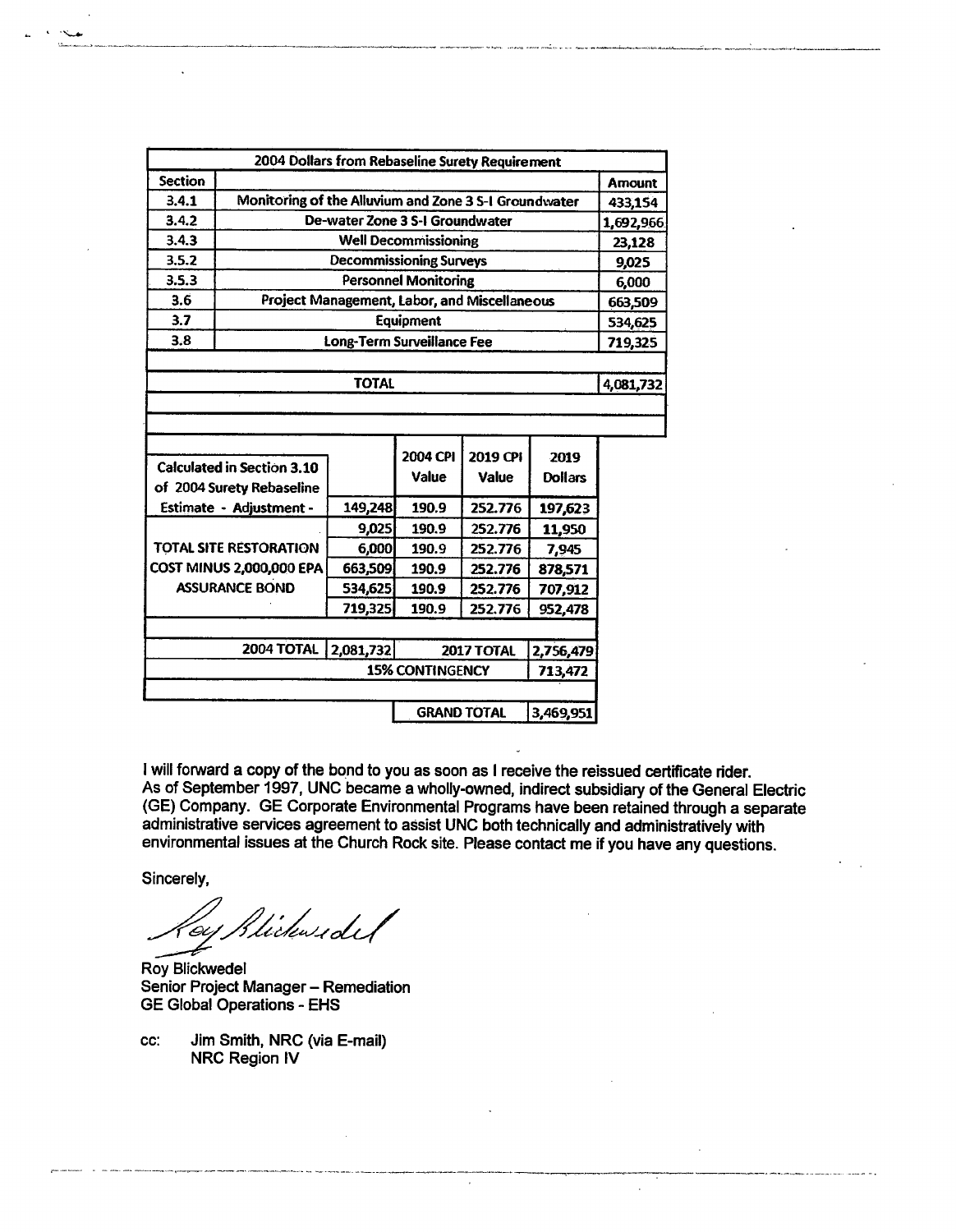| 2004 Dollars from Rebaseline Surety Requirement | | |
|---|---|---|
| Section | | Amount |
| 3.4.1 | Monitoring of the Alluvium and Zone 3 S-I Groundwater | 433,154 |
| 3.4.2 | De-water Zone 3 S-I Groundwater | 1,692,966 |
| 3.4.3 | Well Decommissioning | 23,128 |
| 3.5.2 | Decommissioning Surveys | 9,025 |
| 3.5.3 | Personnel Monitoring | 6,000 |
| 3.6 | Project Management, Labor, and Miscellaneous | 663,509 |
| 3.7 | Equipment | 534,625 |
| 3.8 | Long-Term Surveillance Fee | 719,325 |
| | | |
| | TOTAL | 4,081,732 |

| | | 2004 CPI Value | 2019 CPI Value | 2019 Dollars |
|---|---|---|---|---|
| Calculated in Section 3.10 of 2004 Surety Rebaseline Estimate - Adjustment - | 149,248 | 190.9 | 252.776 | 197,623 |
| TOTAL SITE RESTORATION COST MINUS 2,000,000 EPA ASSURANCE BOND | 9,025 | 190.9 | 252.776 | 11,950 |
| | 6,000 | 190.9 | 252.776 | 7,945 |
| | 663,509 | 190.9 | 252.776 | 878,571 |
| | 534,625 | 190.9 | 252.776 | 707,912 |
| | 719,325 | 190.9 | 252.776 | 952,478 |
| | | | | |
| 2004 TOTAL | 2,081,732 | | 2017 TOTAL | 2,756,479 |
| | | 15% CONTINGENCY | | 713,472 |
| | | | | |
| | | | GRAND TOTAL | 3,469,951 |

I will forward a copy of the bond to you as soon as I receive the reissued certificate rider. As of September 1997, UNC became a wholly-owned, indirect subsidiary of the General Electric (GE) Company. GE Corporate Environmental Programs have been retained through a separate administrative services agreement to assist UNC both technically and administratively with environmental issues at the Church Rock site. Please contact me if you have any questions.

Sincerely,

Roy Blickwedel

Roy Blickwedel
Senior Project Manager – Remediation
GE Global Operations - EHS

cc: Jim Smith, NRC (via E-mail)
NRC Region IV